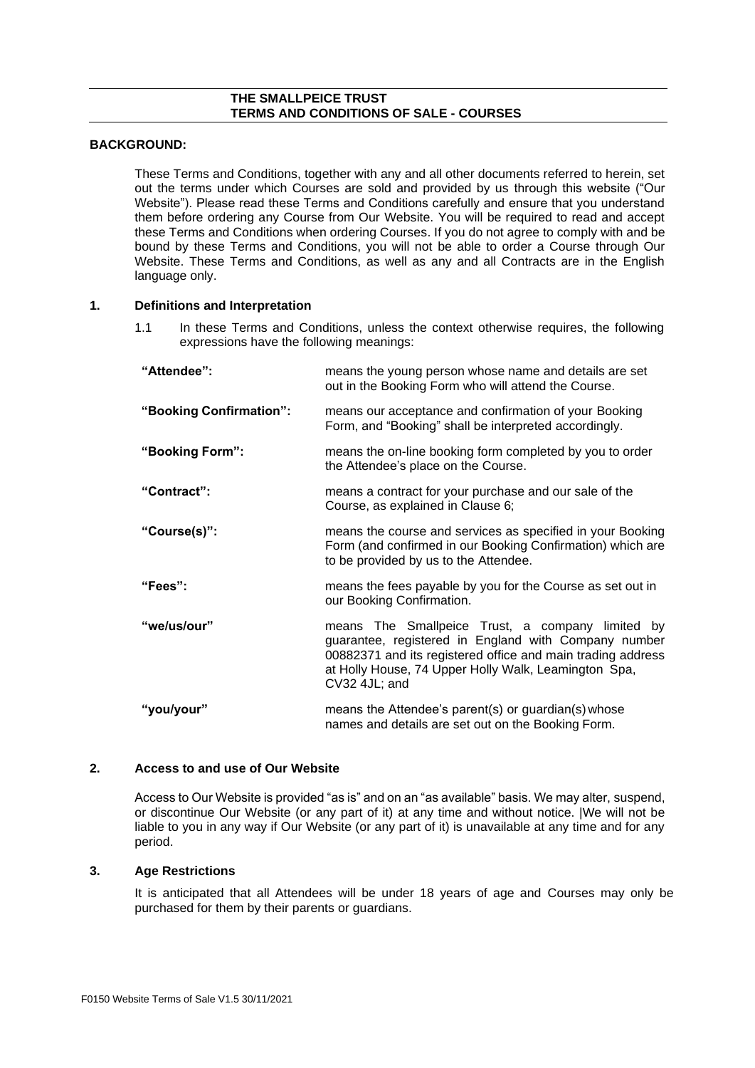# THE SMALLPEICE TRUST
## TERMS AND CONDITIONS OF SALE - COURSES

**BACKGROUND:**

These Terms and Conditions, together with any and all other documents referred to herein, set out the terms under which Courses are sold and provided by us through this website ("Our Website"). Please read these Terms and Conditions carefully and ensure that you understand them before ordering any Course from Our Website. You will be required to read and accept these Terms and Conditions when ordering Courses. If you do not agree to comply with and be bound by these Terms and Conditions, you will not be able to order a Course through Our Website. These Terms and Conditions, as well as any and all Contracts are in the English language only.

**1. Definitions and Interpretation**

1.1 In these Terms and Conditions, unless the context otherwise requires, the following expressions have the following meanings:

| | |
|---|---|
| **"Attendee":** | means the young person whose name and details are set out in the Booking Form who will attend the Course. |
| **"Booking Confirmation":** | means our acceptance and confirmation of your Booking Form, and "Booking" shall be interpreted accordingly. |
| **"Booking Form":** | means the on-line booking form completed by you to order the Attendee's place on the Course. |
| **"Contract":** | means a contract for your purchase and our sale of the Course, as explained in Clause 6; |
| **"Course(s)":** | means the course and services as specified in your Booking Form (and confirmed in our Booking Confirmation) which are to be provided by us to the Attendee. |
| **"Fees":** | means the fees payable by you for the Course as set out in our Booking Confirmation. |
| **"we/us/our"** | means The Smallpeice Trust, a company limited by guarantee, registered in England with Company number 00882371 and its registered office and main trading address at Holly House, 74 Upper Holly Walk, Leamington Spa, CV32 4JL; and |
| **"you/your"** | means the Attendee's parent(s) or guardian(s) whose names and details are set out on the Booking Form. |

**2. Access to and use of Our Website**

Access to Our Website is provided "as is" and on an "as available" basis. We may alter, suspend, or discontinue Our Website (or any part of it) at any time and without notice. |We will not be liable to you in any way if Our Website (or any part of it) is unavailable at any time and for any period.

**3. Age Restrictions**

It is anticipated that all Attendees will be under 18 years of age and Courses may only be purchased for them by their parents or guardians.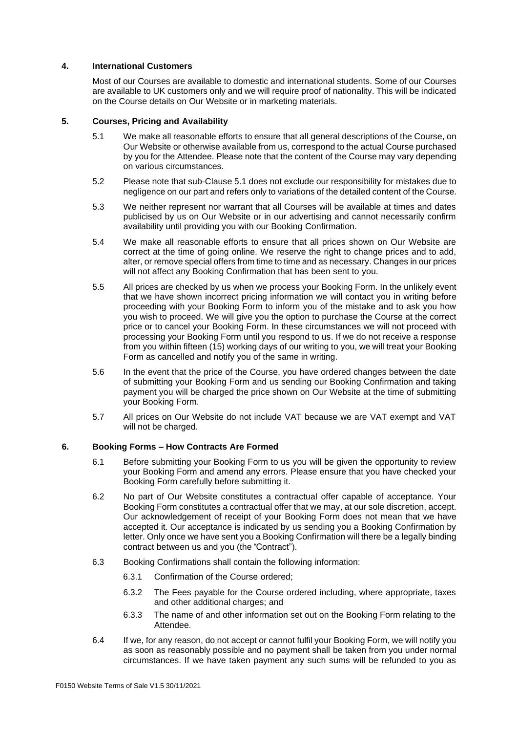## 4. International Customers

Most of our Courses are available to domestic and international students. Some of our Courses are available to UK customers only and we will require proof of nationality. This will be indicated on the Course details on Our Website or in marketing materials.

## 5. Courses, Pricing and Availability

5.1 We make all reasonable efforts to ensure that all general descriptions of the Course, on Our Website or otherwise available from us, correspond to the actual Course purchased by you for the Attendee. Please note that the content of the Course may vary depending on various circumstances.

5.2 Please note that sub-Clause 5.1 does not exclude our responsibility for mistakes due to negligence on our part and refers only to variations of the detailed content of the Course.

5.3 We neither represent nor warrant that all Courses will be available at times and dates publicised by us on Our Website or in our advertising and cannot necessarily confirm availability until providing you with our Booking Confirmation.

5.4 We make all reasonable efforts to ensure that all prices shown on Our Website are correct at the time of going online. We reserve the right to change prices and to add, alter, or remove special offers from time to time and as necessary. Changes in our prices will not affect any Booking Confirmation that has been sent to you.

5.5 All prices are checked by us when we process your Booking Form. In the unlikely event that we have shown incorrect pricing information we will contact you in writing before proceeding with your Booking Form to inform you of the mistake and to ask you how you wish to proceed. We will give you the option to purchase the Course at the correct price or to cancel your Booking Form. In these circumstances we will not proceed with processing your Booking Form until you respond to us. If we do not receive a response from you within fifteen (15) working days of our writing to you, we will treat your Booking Form as cancelled and notify you of the same in writing.

5.6 In the event that the price of the Course, you have ordered changes between the date of submitting your Booking Form and us sending our Booking Confirmation and taking payment you will be charged the price shown on Our Website at the time of submitting your Booking Form.

5.7 All prices on Our Website do not include VAT because we are VAT exempt and VAT will not be charged.

## 6. Booking Forms – How Contracts Are Formed

6.1 Before submitting your Booking Form to us you will be given the opportunity to review your Booking Form and amend any errors. Please ensure that you have checked your Booking Form carefully before submitting it.

6.2 No part of Our Website constitutes a contractual offer capable of acceptance. Your Booking Form constitutes a contractual offer that we may, at our sole discretion, accept. Our acknowledgement of receipt of your Booking Form does not mean that we have accepted it. Our acceptance is indicated by us sending you a Booking Confirmation by letter. Only once we have sent you a Booking Confirmation will there be a legally binding contract between us and you (the "Contract").

6.3 Booking Confirmations shall contain the following information:

6.3.1 Confirmation of the Course ordered;

6.3.2 The Fees payable for the Course ordered including, where appropriate, taxes and other additional charges; and

6.3.3 The name of and other information set out on the Booking Form relating to the Attendee.

6.4 If we, for any reason, do not accept or cannot fulfil your Booking Form, we will notify you as soon as reasonably possible and no payment shall be taken from you under normal circumstances. If we have taken payment any such sums will be refunded to you as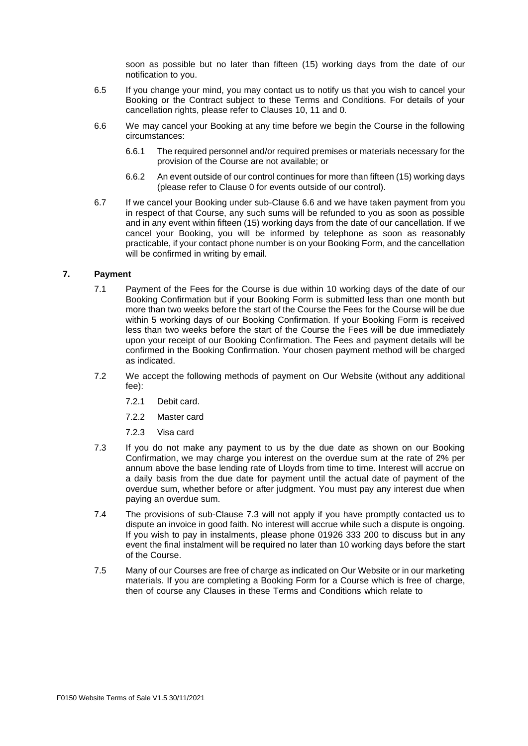soon as possible but no later than fifteen (15) working days from the date of our notification to you.

6.5 If you change your mind, you may contact us to notify us that you wish to cancel your Booking or the Contract subject to these Terms and Conditions. For details of your cancellation rights, please refer to Clauses 10, 11 and 0.

6.6 We may cancel your Booking at any time before we begin the Course in the following circumstances:

6.6.1 The required personnel and/or required premises or materials necessary for the provision of the Course are not available; or

6.6.2 An event outside of our control continues for more than fifteen (15) working days (please refer to Clause 0 for events outside of our control).

6.7 If we cancel your Booking under sub-Clause 6.6 and we have taken payment from you in respect of that Course, any such sums will be refunded to you as soon as possible and in any event within fifteen (15) working days from the date of our cancellation. If we cancel your Booking, you will be informed by telephone as soon as reasonably practicable, if your contact phone number is on your Booking Form, and the cancellation will be confirmed in writing by email.

## 7. Payment

7.1 Payment of the Fees for the Course is due within 10 working days of the date of our Booking Confirmation but if your Booking Form is submitted less than one month but more than two weeks before the start of the Course the Fees for the Course will be due within 5 working days of our Booking Confirmation. If your Booking Form is received less than two weeks before the start of the Course the Fees will be due immediately upon your receipt of our Booking Confirmation. The Fees and payment details will be confirmed in the Booking Confirmation. Your chosen payment method will be charged as indicated.

7.2 We accept the following methods of payment on Our Website (without any additional fee):

7.2.1 Debit card.

7.2.2 Master card

7.2.3 Visa card

7.3 If you do not make any payment to us by the due date as shown on our Booking Confirmation, we may charge you interest on the overdue sum at the rate of 2% per annum above the base lending rate of Lloyds from time to time. Interest will accrue on a daily basis from the due date for payment until the actual date of payment of the overdue sum, whether before or after judgment. You must pay any interest due when paying an overdue sum.

7.4 The provisions of sub-Clause 7.3 will not apply if you have promptly contacted us to dispute an invoice in good faith. No interest will accrue while such a dispute is ongoing. If you wish to pay in instalments, please phone 01926 333 200 to discuss but in any event the final instalment will be required no later than 10 working days before the start of the Course.

7.5 Many of our Courses are free of charge as indicated on Our Website or in our marketing materials. If you are completing a Booking Form for a Course which is free of charge, then of course any Clauses in these Terms and Conditions which relate to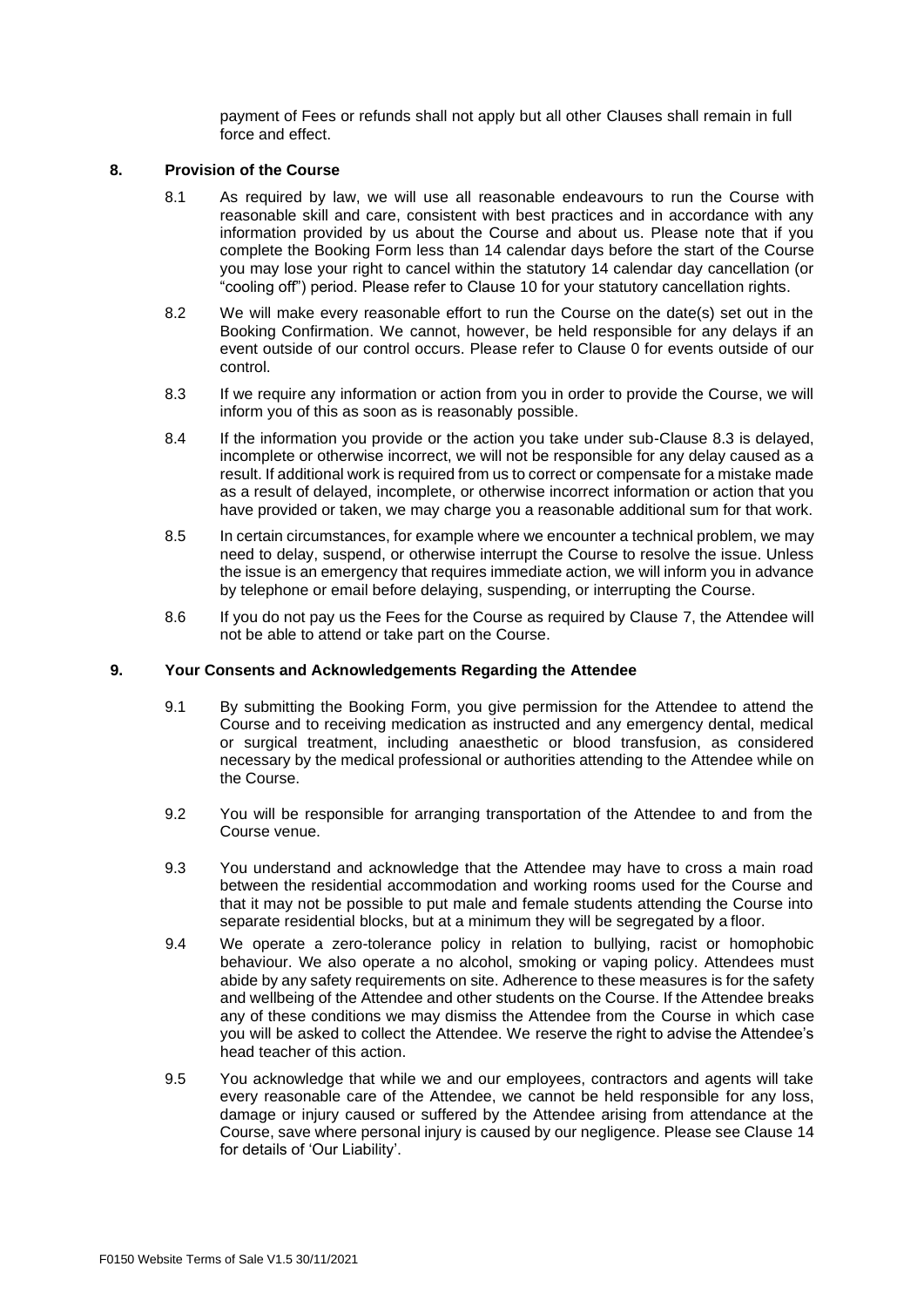payment of Fees or refunds shall not apply but all other Clauses shall remain in full force and effect.

## 8. Provision of the Course

8.1 As required by law, we will use all reasonable endeavours to run the Course with reasonable skill and care, consistent with best practices and in accordance with any information provided by us about the Course and about us. Please note that if you complete the Booking Form less than 14 calendar days before the start of the Course you may lose your right to cancel within the statutory 14 calendar day cancellation (or "cooling off") period. Please refer to Clause 10 for your statutory cancellation rights.

8.2 We will make every reasonable effort to run the Course on the date(s) set out in the Booking Confirmation. We cannot, however, be held responsible for any delays if an event outside of our control occurs. Please refer to Clause 0 for events outside of our control.

8.3 If we require any information or action from you in order to provide the Course, we will inform you of this as soon as is reasonably possible.

8.4 If the information you provide or the action you take under sub-Clause 8.3 is delayed, incomplete or otherwise incorrect, we will not be responsible for any delay caused as a result. If additional work is required from us to correct or compensate for a mistake made as a result of delayed, incomplete, or otherwise incorrect information or action that you have provided or taken, we may charge you a reasonable additional sum for that work.

8.5 In certain circumstances, for example where we encounter a technical problem, we may need to delay, suspend, or otherwise interrupt the Course to resolve the issue. Unless the issue is an emergency that requires immediate action, we will inform you in advance by telephone or email before delaying, suspending, or interrupting the Course.

8.6 If you do not pay us the Fees for the Course as required by Clause 7, the Attendee will not be able to attend or take part on the Course.

## 9. Your Consents and Acknowledgements Regarding the Attendee

9.1 By submitting the Booking Form, you give permission for the Attendee to attend the Course and to receiving medication as instructed and any emergency dental, medical or surgical treatment, including anaesthetic or blood transfusion, as considered necessary by the medical professional or authorities attending to the Attendee while on the Course.

9.2 You will be responsible for arranging transportation of the Attendee to and from the Course venue.

9.3 You understand and acknowledge that the Attendee may have to cross a main road between the residential accommodation and working rooms used for the Course and that it may not be possible to put male and female students attending the Course into separate residential blocks, but at a minimum they will be segregated by a floor.

9.4 We operate a zero-tolerance policy in relation to bullying, racist or homophobic behaviour. We also operate a no alcohol, smoking or vaping policy. Attendees must abide by any safety requirements on site. Adherence to these measures is for the safety and wellbeing of the Attendee and other students on the Course. If the Attendee breaks any of these conditions we may dismiss the Attendee from the Course in which case you will be asked to collect the Attendee. We reserve the right to advise the Attendee's head teacher of this action.

9.5 You acknowledge that while we and our employees, contractors and agents will take every reasonable care of the Attendee, we cannot be held responsible for any loss, damage or injury caused or suffered by the Attendee arising from attendance at the Course, save where personal injury is caused by our negligence. Please see Clause 14 for details of 'Our Liability'.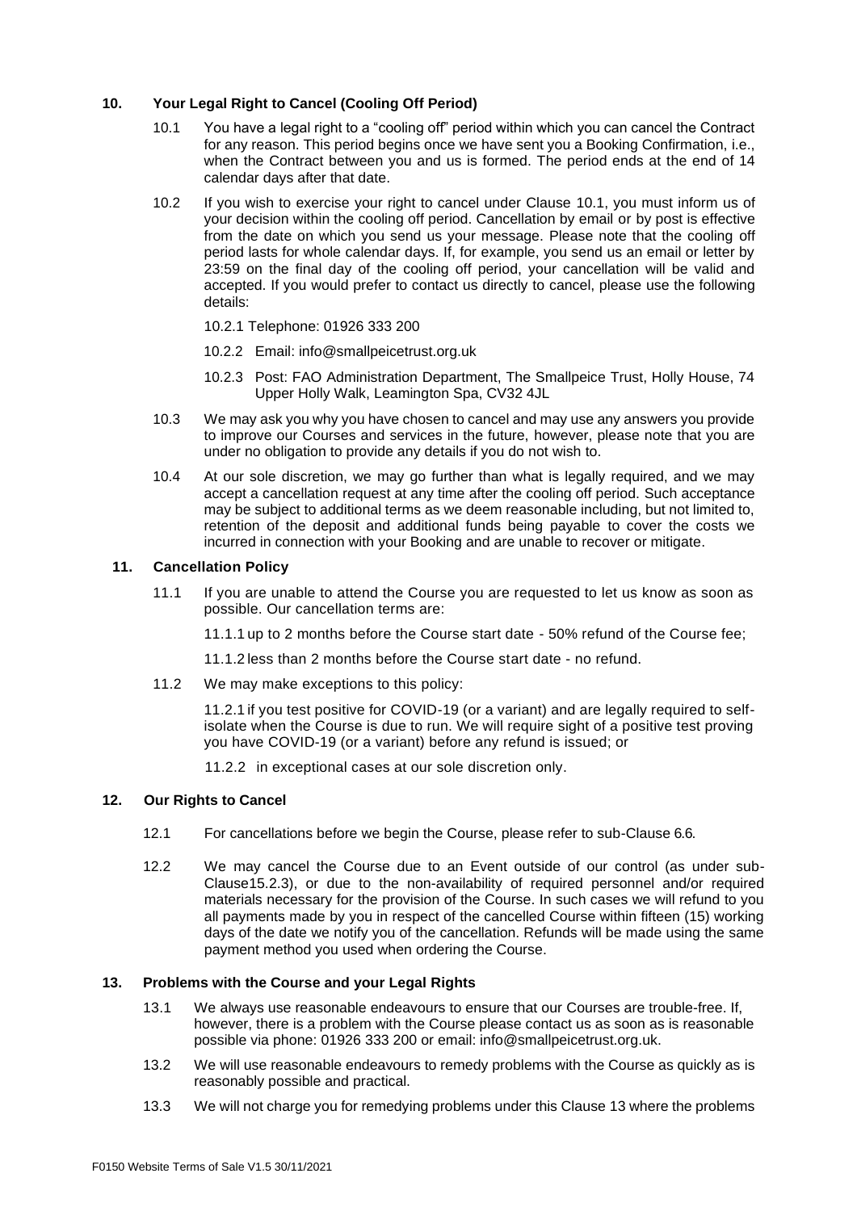## 10. Your Legal Right to Cancel (Cooling Off Period)

10.1 You have a legal right to a "cooling off" period within which you can cancel the Contract for any reason. This period begins once we have sent you a Booking Confirmation, i.e., when the Contract between you and us is formed. The period ends at the end of 14 calendar days after that date.

10.2 If you wish to exercise your right to cancel under Clause 10.1, you must inform us of your decision within the cooling off period. Cancellation by email or by post is effective from the date on which you send us your message. Please note that the cooling off period lasts for whole calendar days. If, for example, you send us an email or letter by 23:59 on the final day of the cooling off period, your cancellation will be valid and accepted. If you would prefer to contact us directly to cancel, please use the following details:

10.2.1 Telephone: 01926 333 200

10.2.2 Email: info@smallpeicetrust.org.uk

10.2.3 Post: FAO Administration Department, The Smallpeice Trust, Holly House, 74 Upper Holly Walk, Leamington Spa, CV32 4JL

10.3 We may ask you why you have chosen to cancel and may use any answers you provide to improve our Courses and services in the future, however, please note that you are under no obligation to provide any details if you do not wish to.

10.4 At our sole discretion, we may go further than what is legally required, and we may accept a cancellation request at any time after the cooling off period. Such acceptance may be subject to additional terms as we deem reasonable including, but not limited to, retention of the deposit and additional funds being payable to cover the costs we incurred in connection with your Booking and are unable to recover or mitigate.

## 11. Cancellation Policy

11.1 If you are unable to attend the Course you are requested to let us know as soon as possible. Our cancellation terms are:

11.1.1 up to 2 months before the Course start date - 50% refund of the Course fee;

11.1.2 less than 2 months before the Course start date - no refund.

11.2 We may make exceptions to this policy:

11.2.1 if you test positive for COVID-19 (or a variant) and are legally required to self-isolate when the Course is due to run. We will require sight of a positive test proving you have COVID-19 (or a variant) before any refund is issued; or

11.2.2 in exceptional cases at our sole discretion only.

## 12. Our Rights to Cancel

12.1 For cancellations before we begin the Course, please refer to sub-Clause 6.6.

12.2 We may cancel the Course due to an Event outside of our control (as under sub-Clause15.2.3), or due to the non-availability of required personnel and/or required materials necessary for the provision of the Course. In such cases we will refund to you all payments made by you in respect of the cancelled Course within fifteen (15) working days of the date we notify you of the cancellation. Refunds will be made using the same payment method you used when ordering the Course.

## 13. Problems with the Course and your Legal Rights

13.1 We always use reasonable endeavours to ensure that our Courses are trouble-free. If, however, there is a problem with the Course please contact us as soon as is reasonable possible via phone: 01926 333 200 or email: info@smallpeicetrust.org.uk.

13.2 We will use reasonable endeavours to remedy problems with the Course as quickly as is reasonably possible and practical.

13.3 We will not charge you for remedying problems under this Clause 13 where the problems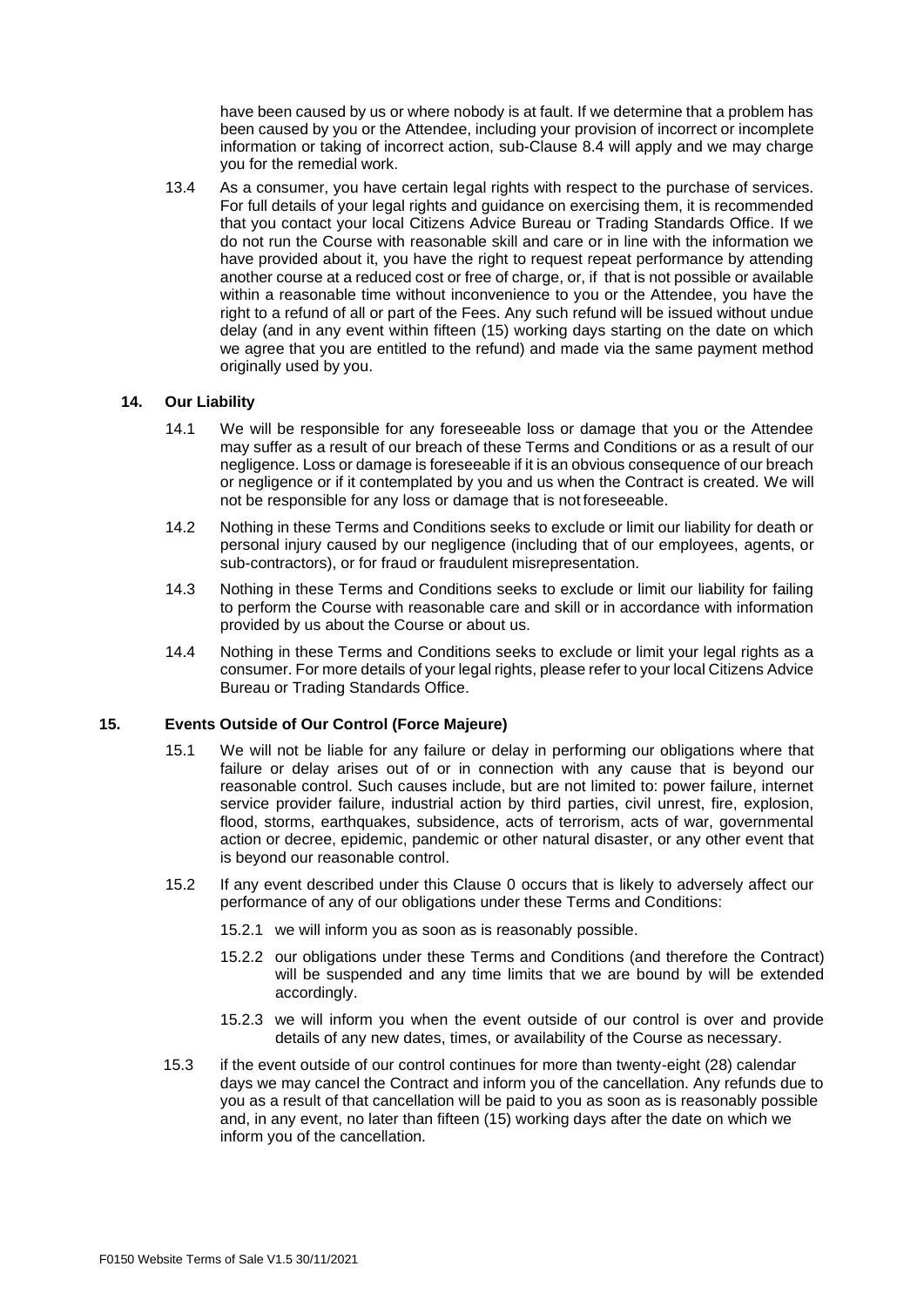have been caused by us or where nobody is at fault. If we determine that a problem has been caused by you or the Attendee, including your provision of incorrect or incomplete information or taking of incorrect action, sub-Clause 8.4 will apply and we may charge you for the remedial work.

13.4 As a consumer, you have certain legal rights with respect to the purchase of services. For full details of your legal rights and guidance on exercising them, it is recommended that you contact your local Citizens Advice Bureau or Trading Standards Office. If we do not run the Course with reasonable skill and care or in line with the information we have provided about it, you have the right to request repeat performance by attending another course at a reduced cost or free of charge, or, if that is not possible or available within a reasonable time without inconvenience to you or the Attendee, you have the right to a refund of all or part of the Fees. Any such refund will be issued without undue delay (and in any event within fifteen (15) working days starting on the date on which we agree that you are entitled to the refund) and made via the same payment method originally used by you.

**14. Our Liability**

14.1 We will be responsible for any foreseeable loss or damage that you or the Attendee may suffer as a result of our breach of these Terms and Conditions or as a result of our negligence. Loss or damage is foreseeable if it is an obvious consequence of our breach or negligence or if it contemplated by you and us when the Contract is created. We will not be responsible for any loss or damage that is not foreseeable.

14.2 Nothing in these Terms and Conditions seeks to exclude or limit our liability for death or personal injury caused by our negligence (including that of our employees, agents, or sub-contractors), or for fraud or fraudulent misrepresentation.

14.3 Nothing in these Terms and Conditions seeks to exclude or limit our liability for failing to perform the Course with reasonable care and skill or in accordance with information provided by us about the Course or about us.

14.4 Nothing in these Terms and Conditions seeks to exclude or limit your legal rights as a consumer. For more details of your legal rights, please refer to your local Citizens Advice Bureau or Trading Standards Office.

**15. Events Outside of Our Control (Force Majeure)**

15.1 We will not be liable for any failure or delay in performing our obligations where that failure or delay arises out of or in connection with any cause that is beyond our reasonable control. Such causes include, but are not limited to: power failure, internet service provider failure, industrial action by third parties, civil unrest, fire, explosion, flood, storms, earthquakes, subsidence, acts of terrorism, acts of war, governmental action or decree, epidemic, pandemic or other natural disaster, or any other event that is beyond our reasonable control.

15.2 If any event described under this Clause 0 occurs that is likely to adversely affect our performance of any of our obligations under these Terms and Conditions:

15.2.1 we will inform you as soon as is reasonably possible.

15.2.2 our obligations under these Terms and Conditions (and therefore the Contract) will be suspended and any time limits that we are bound by will be extended accordingly.

15.2.3 we will inform you when the event outside of our control is over and provide details of any new dates, times, or availability of the Course as necessary.

15.3 if the event outside of our control continues for more than twenty-eight (28) calendar days we may cancel the Contract and inform you of the cancellation. Any refunds due to you as a result of that cancellation will be paid to you as soon as is reasonably possible and, in any event, no later than fifteen (15) working days after the date on which we inform you of the cancellation.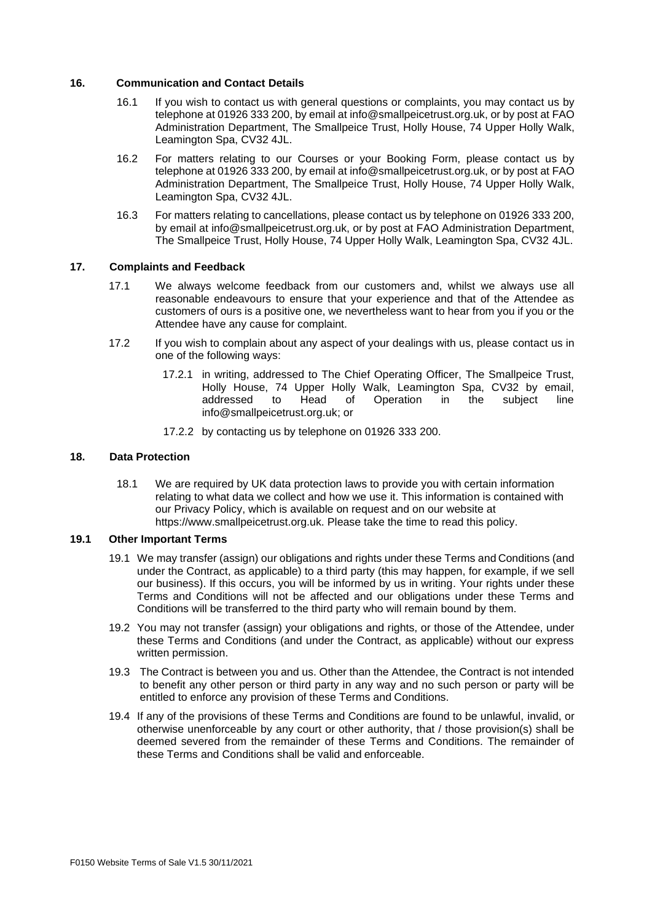## 16. Communication and Contact Details

16.1 If you wish to contact us with general questions or complaints, you may contact us by telephone at 01926 333 200, by email at info@smallpeicetrust.org.uk, or by post at FAO Administration Department, The Smallpeice Trust, Holly House, 74 Upper Holly Walk, Leamington Spa, CV32 4JL.

16.2 For matters relating to our Courses or your Booking Form, please contact us by telephone at 01926 333 200, by email at info@smallpeicetrust.org.uk, or by post at FAO Administration Department, The Smallpeice Trust, Holly House, 74 Upper Holly Walk, Leamington Spa, CV32 4JL.

16.3 For matters relating to cancellations, please contact us by telephone on 01926 333 200, by email at info@smallpeicetrust.org.uk, or by post at FAO Administration Department, The Smallpeice Trust, Holly House, 74 Upper Holly Walk, Leamington Spa, CV32 4JL.

## 17. Complaints and Feedback

17.1 We always welcome feedback from our customers and, whilst we always use all reasonable endeavours to ensure that your experience and that of the Attendee as customers of ours is a positive one, we nevertheless want to hear from you if you or the Attendee have any cause for complaint.

17.2 If you wish to complain about any aspect of your dealings with us, please contact us in one of the following ways:

17.2.1 in writing, addressed to The Chief Operating Officer, The Smallpeice Trust, Holly House, 74 Upper Holly Walk, Leamington Spa, CV32 by email, addressed to Head of Operation in the subject line info@smallpeicetrust.org.uk; or

17.2.2 by contacting us by telephone on 01926 333 200.

## 18. Data Protection

18.1 We are required by UK data protection laws to provide you with certain information relating to what data we collect and how we use it. This information is contained with our Privacy Policy, which is available on request and on our website at https://www.smallpeicetrust.org.uk. Please take the time to read this policy.

## 19.1 Other Important Terms

19.1 We may transfer (assign) our obligations and rights under these Terms and Conditions (and under the Contract, as applicable) to a third party (this may happen, for example, if we sell our business). If this occurs, you will be informed by us in writing. Your rights under these Terms and Conditions will not be affected and our obligations under these Terms and Conditions will be transferred to the third party who will remain bound by them.

19.2 You may not transfer (assign) your obligations and rights, or those of the Attendee, under these Terms and Conditions (and under the Contract, as applicable) without our express written permission.

19.3 The Contract is between you and us. Other than the Attendee, the Contract is not intended to benefit any other person or third party in any way and no such person or party will be entitled to enforce any provision of these Terms and Conditions.

19.4 If any of the provisions of these Terms and Conditions are found to be unlawful, invalid, or otherwise unenforceable by any court or other authority, that / those provision(s) shall be deemed severed from the remainder of these Terms and Conditions. The remainder of these Terms and Conditions shall be valid and enforceable.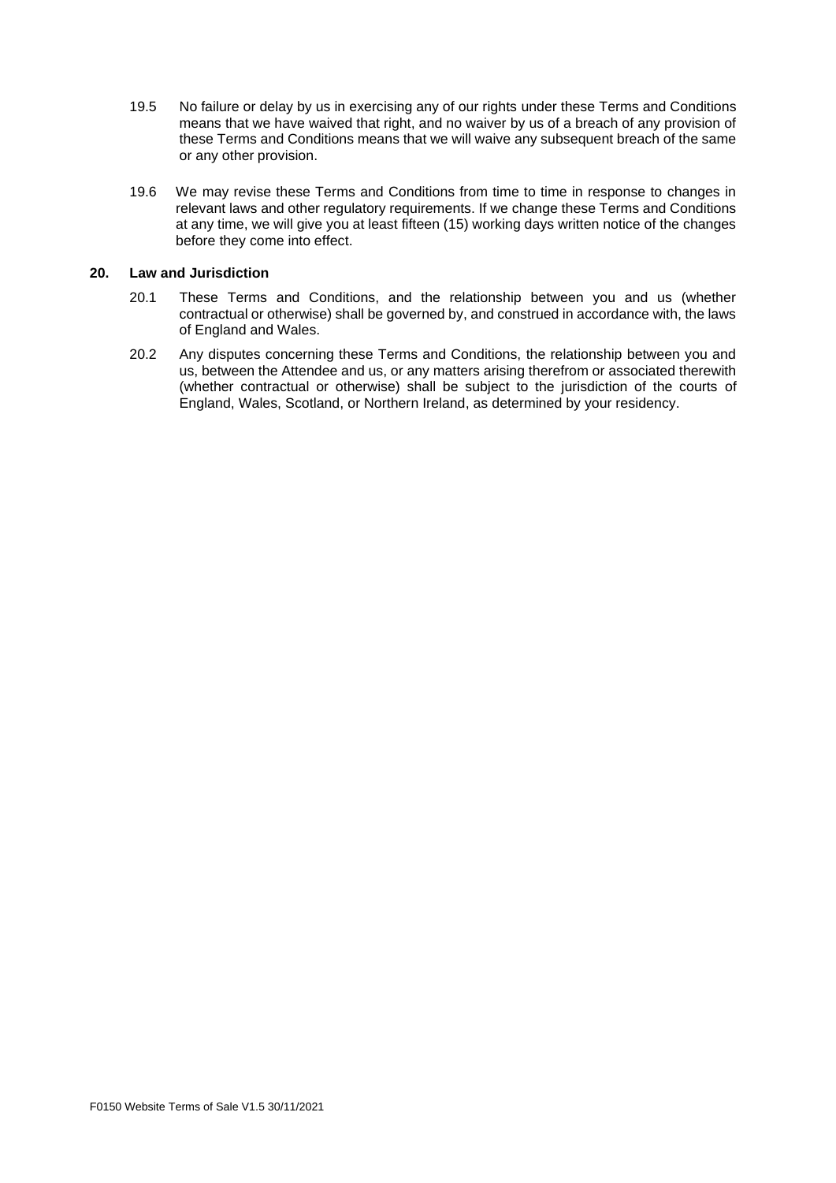19.5 No failure or delay by us in exercising any of our rights under these Terms and Conditions means that we have waived that right, and no waiver by us of a breach of any provision of these Terms and Conditions means that we will waive any subsequent breach of the same or any other provision.

19.6 We may revise these Terms and Conditions from time to time in response to changes in relevant laws and other regulatory requirements. If we change these Terms and Conditions at any time, we will give you at least fifteen (15) working days written notice of the changes before they come into effect.

## 20. Law and Jurisdiction

20.1 These Terms and Conditions, and the relationship between you and us (whether contractual or otherwise) shall be governed by, and construed in accordance with, the laws of England and Wales.

20.2 Any disputes concerning these Terms and Conditions, the relationship between you and us, between the Attendee and us, or any matters arising therefrom or associated therewith (whether contractual or otherwise) shall be subject to the jurisdiction of the courts of England, Wales, Scotland, or Northern Ireland, as determined by your residency.